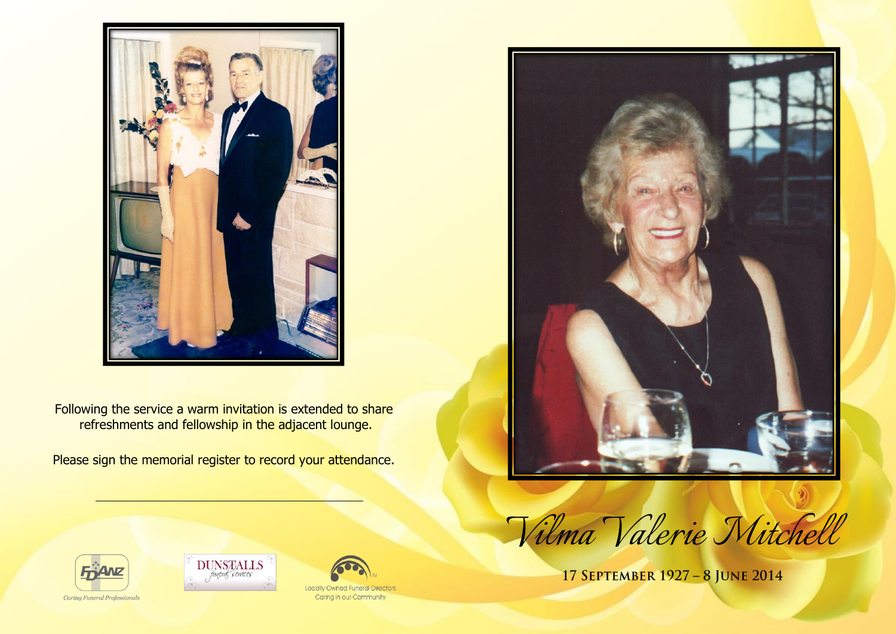Following the service a warm invitation is extended to share refreshments and fellowship in the adjacent lounge.

Please sign the memorial register to record your attendance.

---

Caring Funeral Professionals

DUNSTALLS funeral services

Locally Owned Funeral Directors
Caring in our Community

# Vilma Valerie Mitchell

**17 September 1927 – 8 June 2014**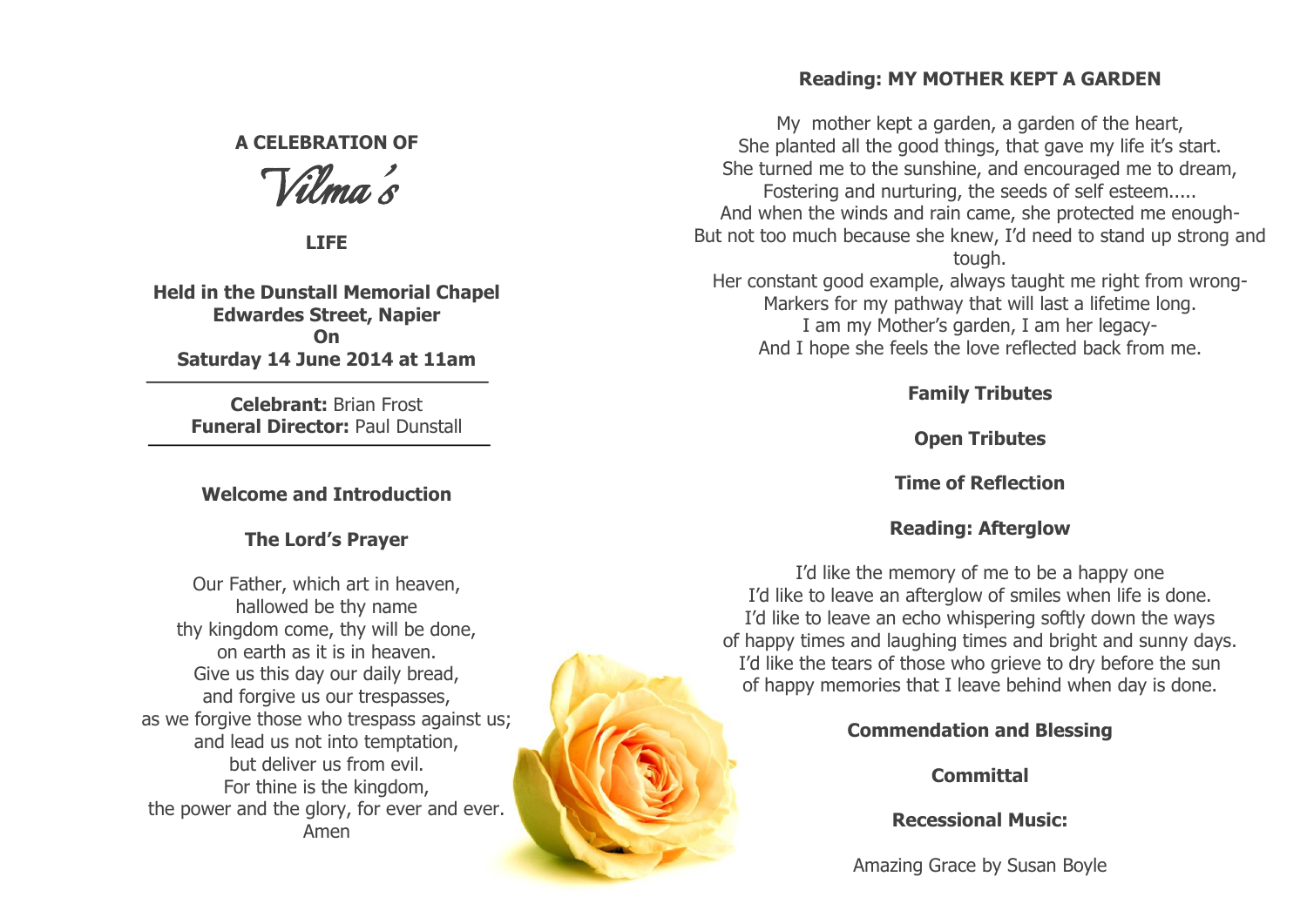**A CELEBRATION OF**

*Vilma's*

**LIFE**

**Held in the Dunstall Memorial Chapel**
**Edwardes Street, Napier**
**On**
**Saturday 14 June 2014 at 11am**

---

**Celebrant:** Brian Frost
**Funeral Director:** Paul Dunstall

---

**Welcome and Introduction**

**The Lord's Prayer**

Our Father, which art in heaven,
hallowed be thy name
thy kingdom come, thy will be done,
on earth as it is in heaven.
Give us this day our daily bread,
and forgive us our trespasses,
as we forgive those who trespass against us;
and lead us not into temptation,
but deliver us from evil.
For thine is the kingdom,
the power and the glory, for ever and ever.
Amen

**Reading: MY MOTHER KEPT A GARDEN**

My mother kept a garden, a garden of the heart,
She planted all the good things, that gave my life it's start.
She turned me to the sunshine, and encouraged me to dream,
Fostering and nurturing, the seeds of self esteem.....
And when the winds and rain came, she protected me enough-
But not too much because she knew, I'd need to stand up strong and tough.
Her constant good example, always taught me right from wrong-
Markers for my pathway that will last a lifetime long.
I am my Mother's garden, I am her legacy-
And I hope she feels the love reflected back from me.

**Family Tributes**

**Open Tributes**

**Time of Reflection**

**Reading: Afterglow**

I'd like the memory of me to be a happy one
I'd like to leave an afterglow of smiles when life is done.
I'd like to leave an echo whispering softly down the ways
of happy times and laughing times and bright and sunny days.
I'd like the tears of those who grieve to dry before the sun
of happy memories that I leave behind when day is done.

**Commendation and Blessing**

**Committal**

**Recessional Music:**

Amazing Grace by Susan Boyle